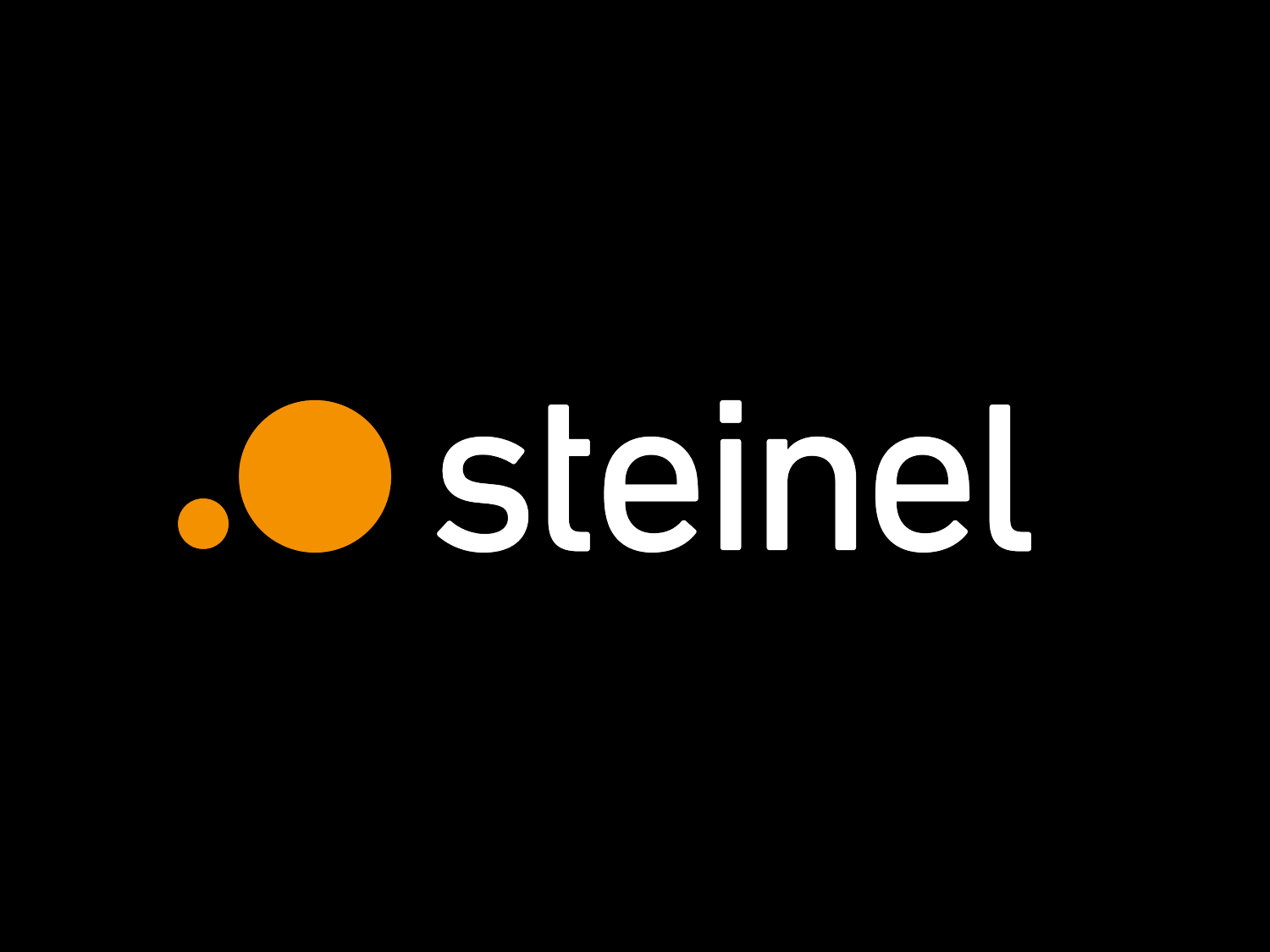steinel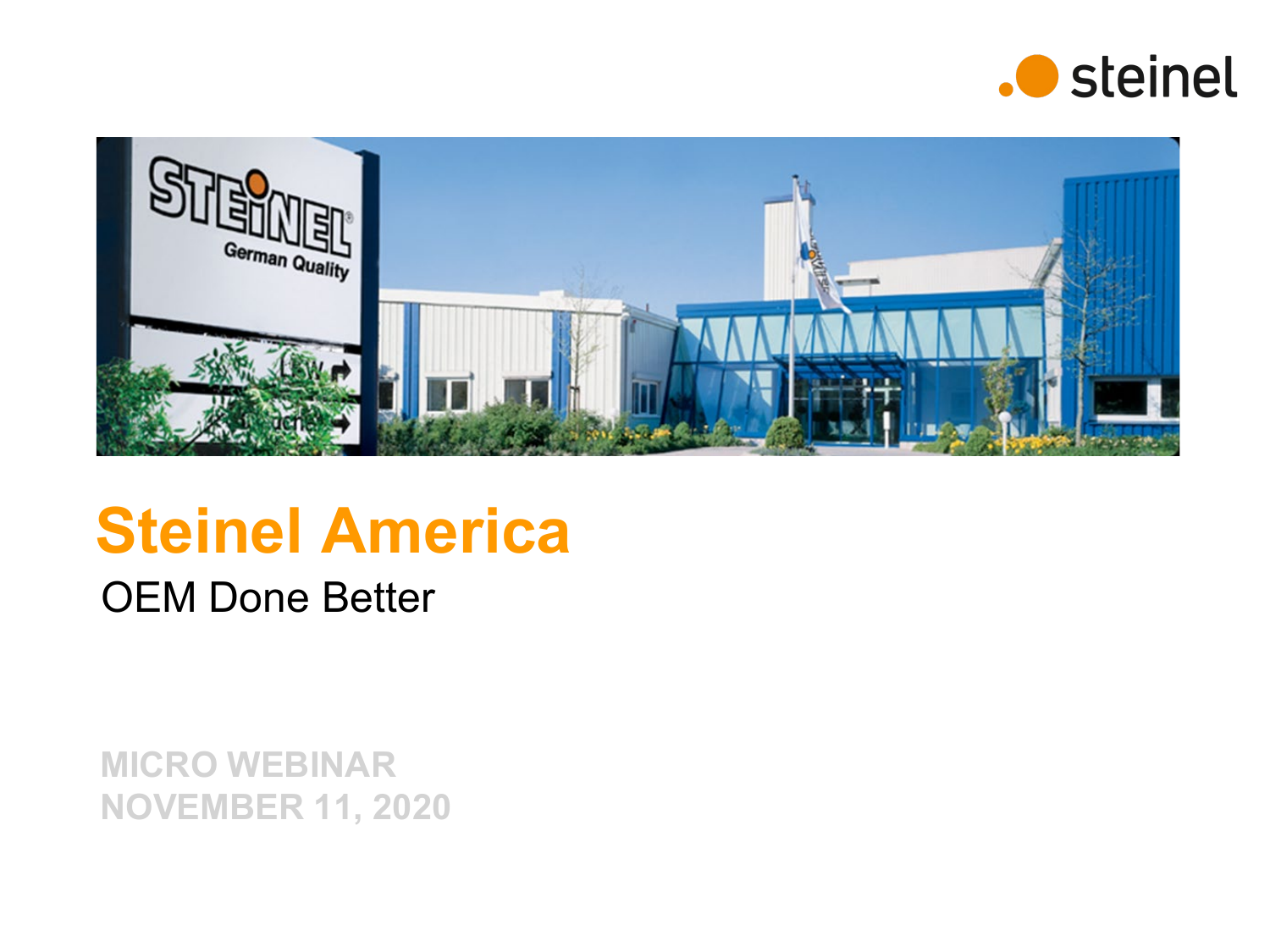# Steinel America

OEM Done Better

MICRO WEBINAR
NOVEMBER 11, 2020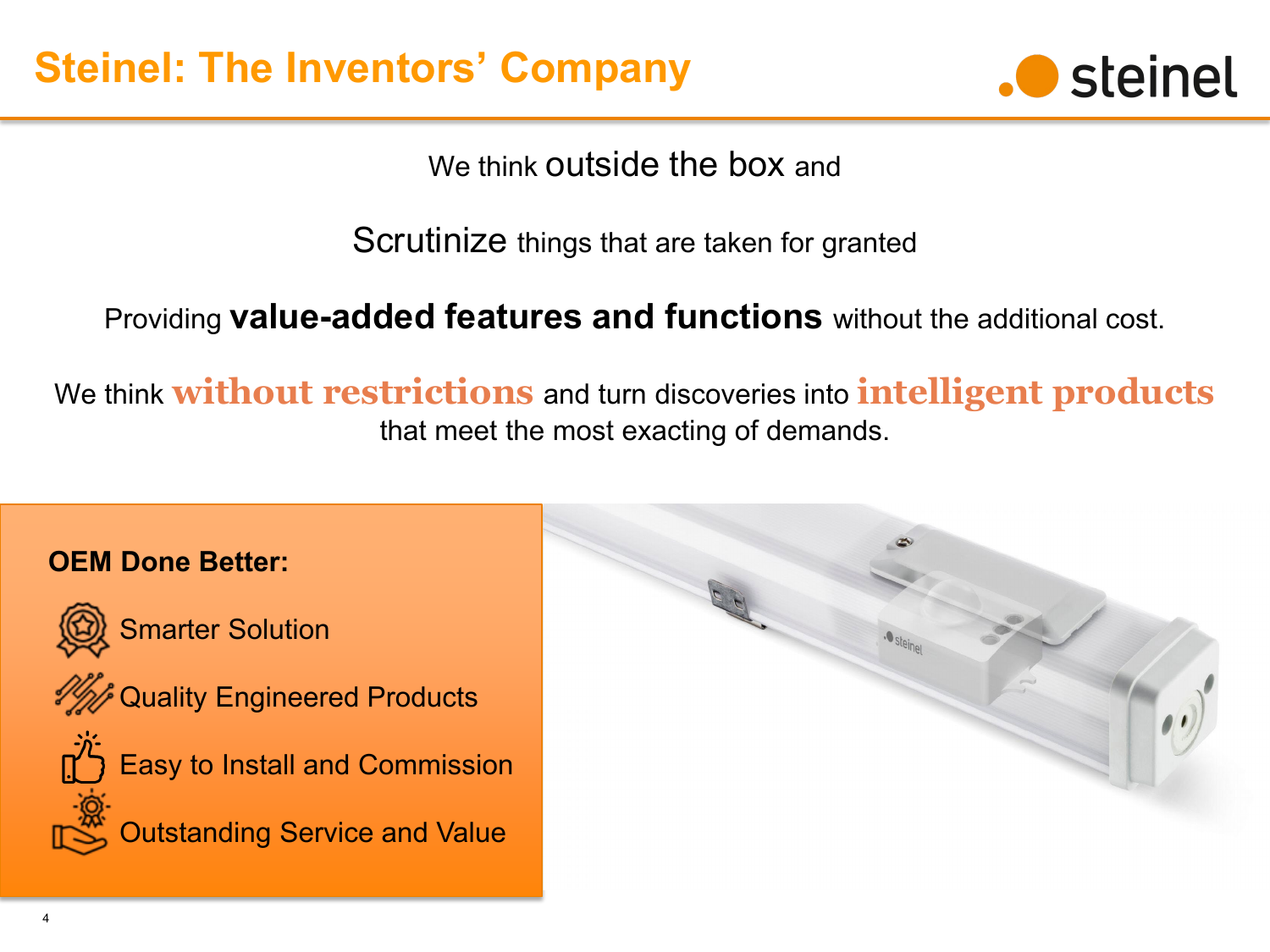# Steinel: The Inventors' Company

We think outside the box and

Scrutinize things that are taken for granted

Providing **value-added features and functions** without the additional cost.

We think **without restrictions** and turn discoveries into **intelligent products** that meet the most exacting of demands.

**OEM Done Better:**

- Smarter Solution
- Quality Engineered Products
- Easy to Install and Commission
- Outstanding Service and Value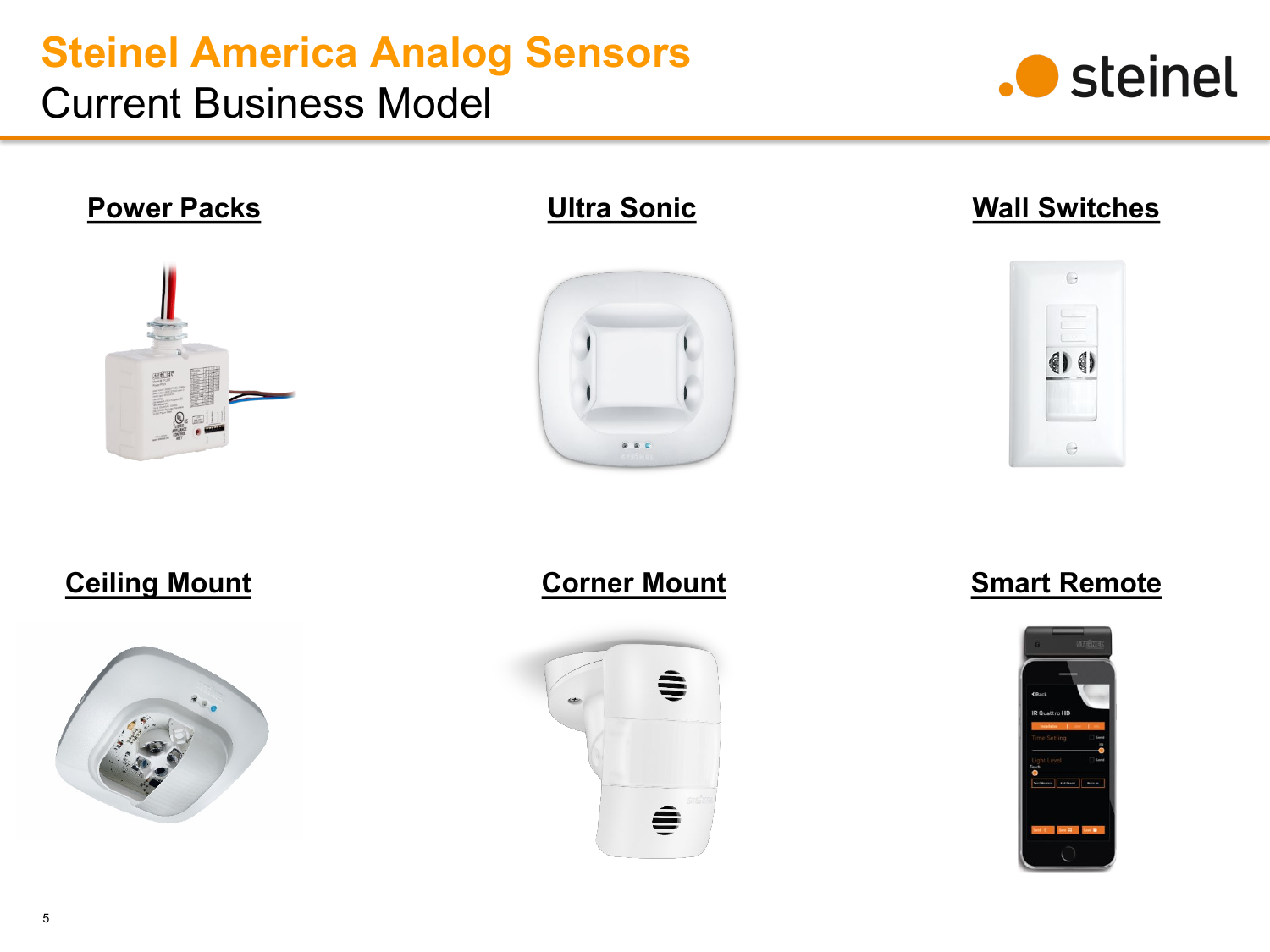# Steinel America Analog Sensors

## Current Business Model

**Power Packs**

**Ultra Sonic**

**Wall Switches**

**Ceiling Mount**

**Corner Mount**

**Smart Remote**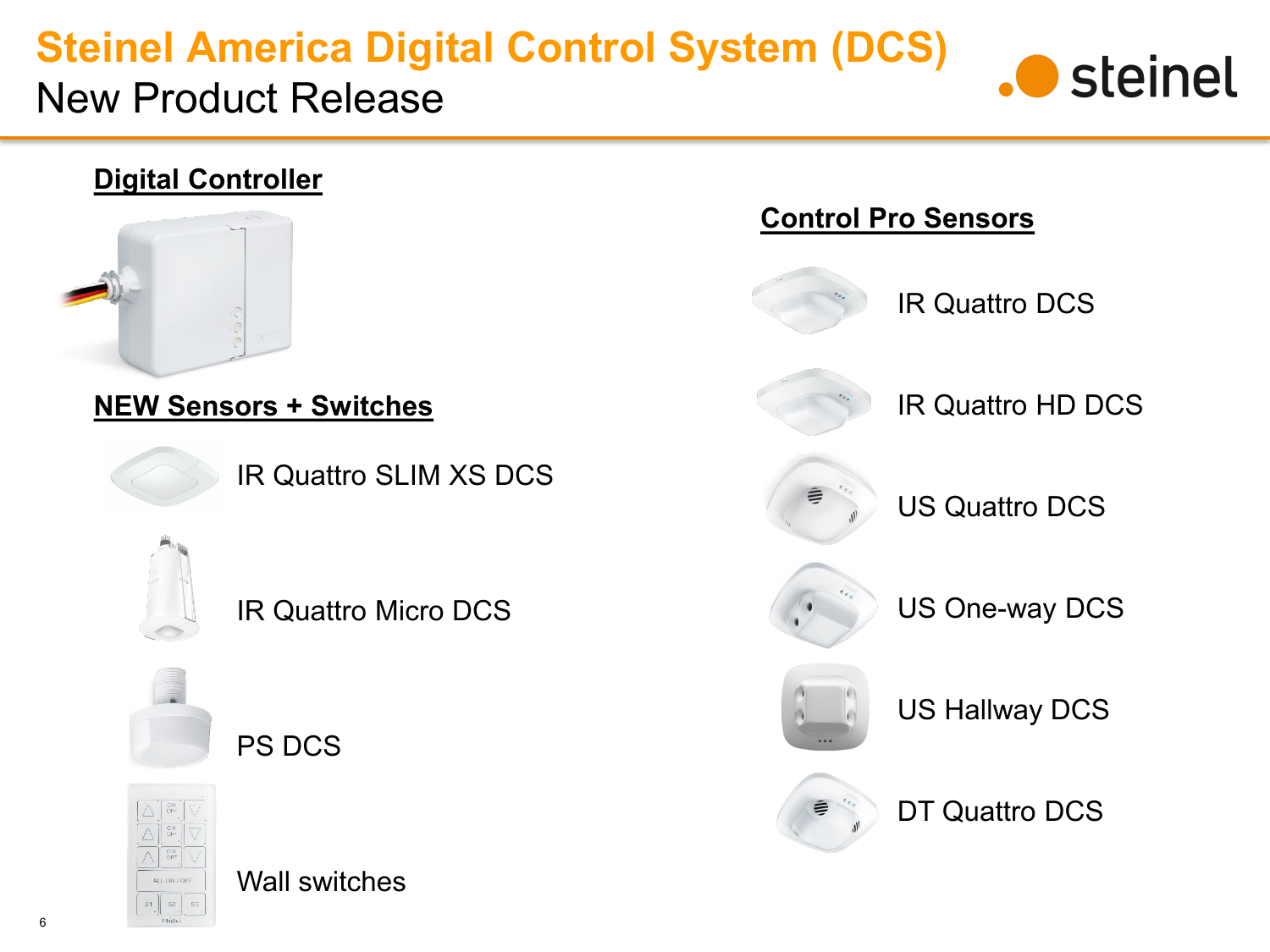# Steinel America Digital Control System (DCS)

New Product Release

## Digital Controller

## NEW Sensors + Switches

- IR Quattro SLIM XS DCS
- IR Quattro Micro DCS
- PS DCS
- Wall switches

## Control Pro Sensors

- IR Quattro DCS
- IR Quattro HD DCS
- US Quattro DCS
- US One-way DCS
- US Hallway DCS
- DT Quattro DCS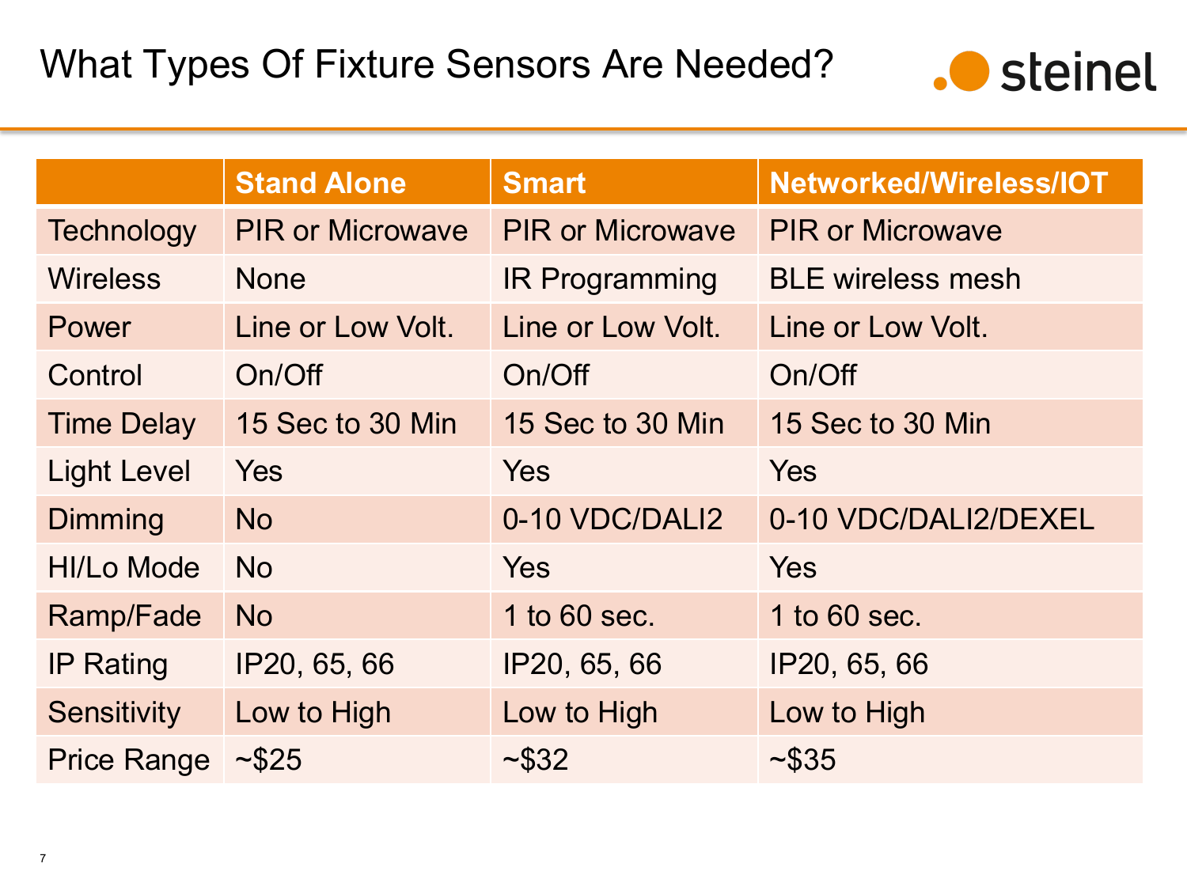# What Types Of Fixture Sensors Are Needed?

steinel

| | Stand Alone | Smart | Networked/Wireless/IOT |
|---|---|---|---|
| Technology | PIR or Microwave | PIR or Microwave | PIR or Microwave |
| Wireless | None | IR Programming | BLE wireless mesh |
| Power | Line or Low Volt. | Line or Low Volt. | Line or Low Volt. |
| Control | On/Off | On/Off | On/Off |
| Time Delay | 15 Sec to 30 Min | 15 Sec to 30 Min | 15 Sec to 30 Min |
| Light Level | Yes | Yes | Yes |
| Dimming | No | 0-10 VDC/DALI2 | 0-10 VDC/DALI2/DEXEL |
| HI/Lo Mode | No | Yes | Yes |
| Ramp/Fade | No | 1 to 60 sec. | 1 to 60 sec. |
| IP Rating | IP20, 65, 66 | IP20, 65, 66 | IP20, 65, 66 |
| Sensitivity | Low to High | Low to High | Low to High |
| Price Range | ~$25 | ~$32 | ~$35 |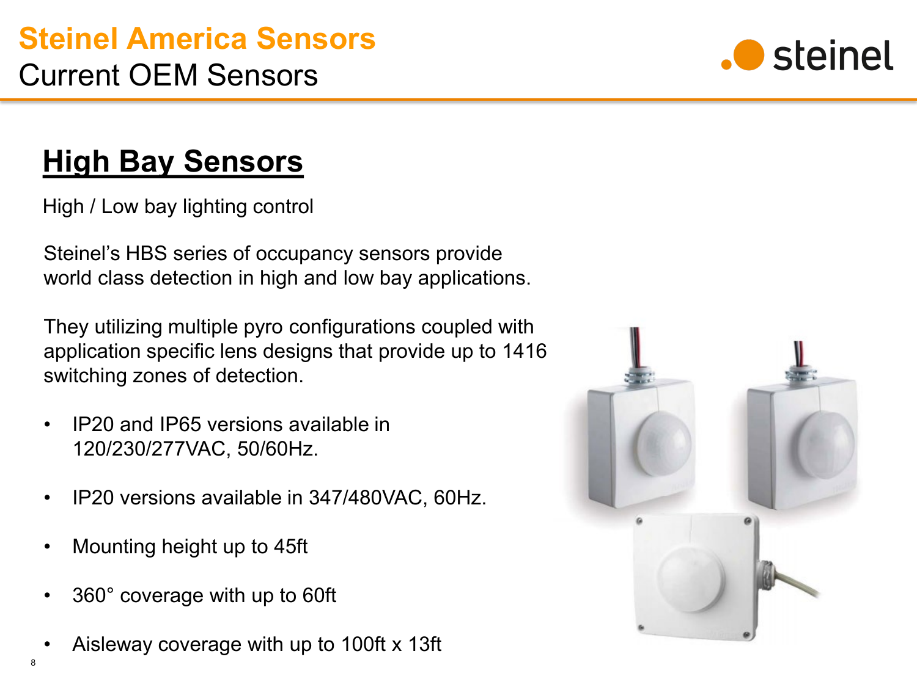# Steinel America Sensors

## Current OEM Sensors

### High Bay Sensors

High / Low bay lighting control

Steinel's HBS series of occupancy sensors provide world class detection in high and low bay applications.

They utilizing multiple pyro configurations coupled with application specific lens designs that provide up to 1416 switching zones of detection.

- IP20 and IP65 versions available in 120/230/277VAC, 50/60Hz.
- IP20 versions available in 347/480VAC, 60Hz.
- Mounting height up to 45ft
- 360° coverage with up to 60ft
- Aisleway coverage with up to 100ft x 13ft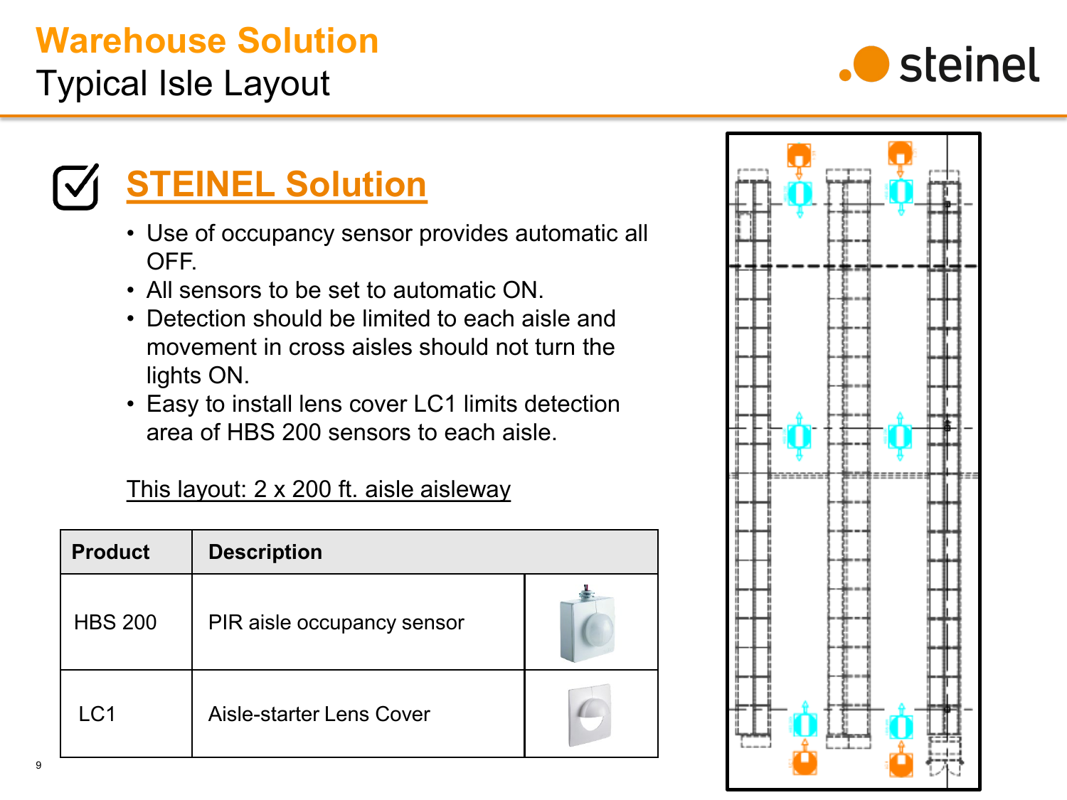# Warehouse Solution

Typical Isle Layout

## STEINEL Solution

- Use of occupancy sensor provides automatic all OFF.
- All sensors to be set to automatic ON.
- Detection should be limited to each aisle and movement in cross aisles should not turn the lights ON.
- Easy to install lens cover LC1 limits detection area of HBS 200 sensors to each aisle.

This layout: 2 x 200 ft. aisle aisleway

| Product | Description | |
|---|---|---|
| HBS 200 | PIR aisle occupancy sensor | |
| LC1 | Aisle-starter Lens Cover | |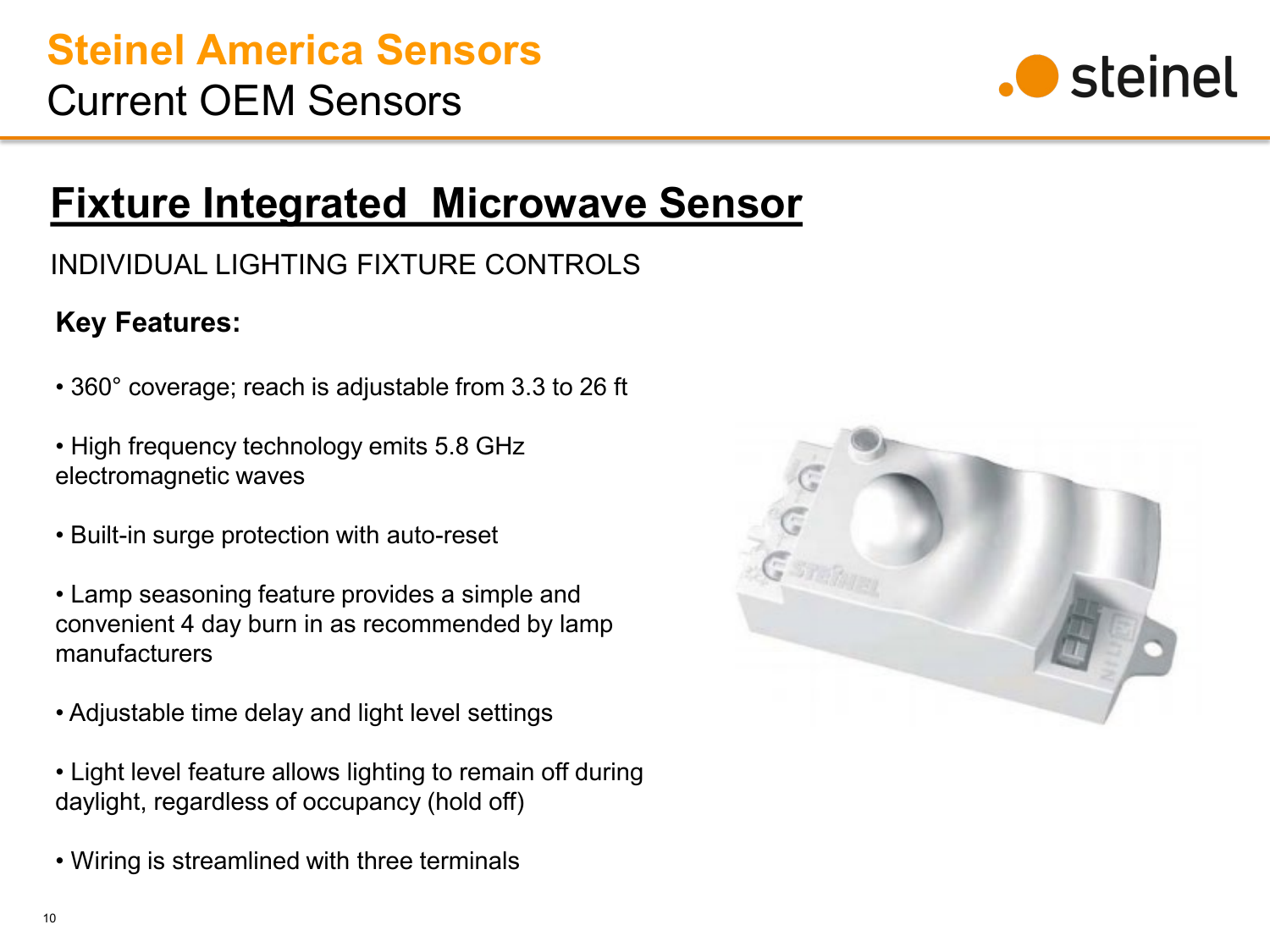# Steinel America Sensors

Current OEM Sensors

## Fixture Integrated Microwave Sensor

INDIVIDUAL LIGHTING FIXTURE CONTROLS

**Key Features:**

- 360° coverage; reach is adjustable from 3.3 to 26 ft
- High frequency technology emits 5.8 GHz electromagnetic waves
- Built-in surge protection with auto-reset
- Lamp seasoning feature provides a simple and convenient 4 day burn in as recommended by lamp manufacturers
- Adjustable time delay and light level settings
- Light level feature allows lighting to remain off during daylight, regardless of occupancy (hold off)
- Wiring is streamlined with three terminals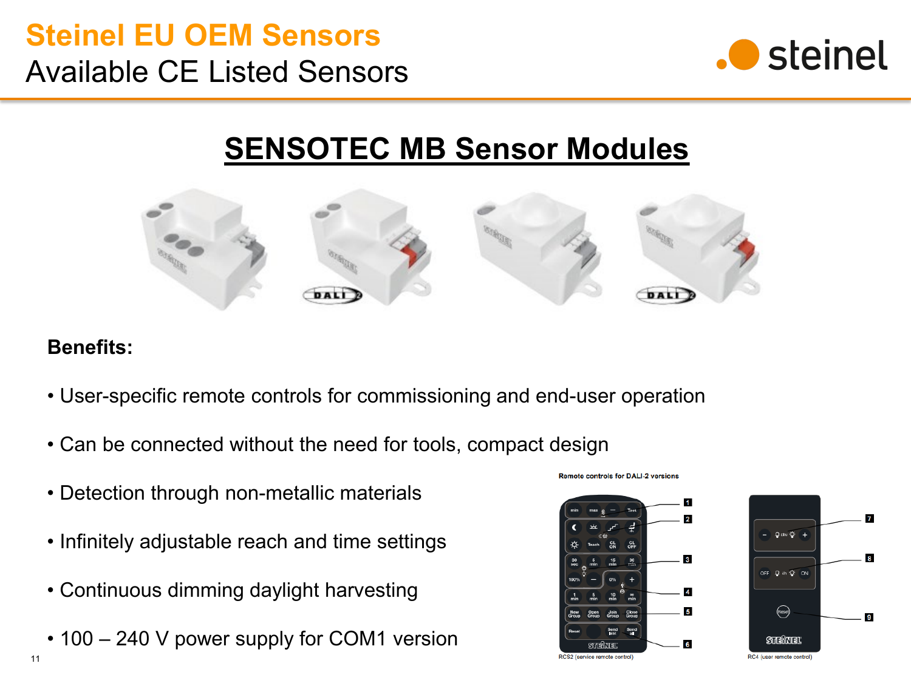# Steinel EU OEM Sensors

Available CE Listed Sensors

## SENSOTEC MB Sensor Modules

**Benefits:**

- User-specific remote controls for commissioning and end-user operation
- Can be connected without the need for tools, compact design
- Detection through non-metallic materials
- Infinitely adjustable reach and time settings
- Continuous dimming daylight harvesting
- 100 – 240 V power supply for COM1 version

Remote controls for DALI-2 versions

RCS2 (service remote control)

RC4 (user remote control)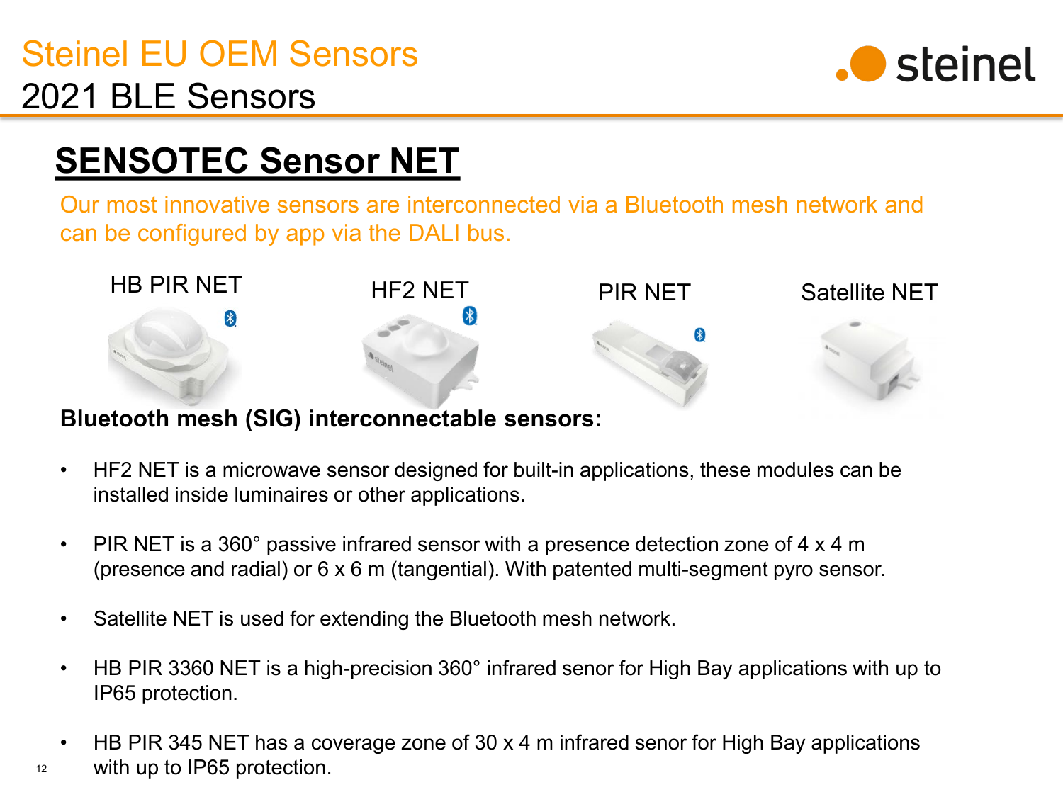# Steinel EU OEM Sensors

## 2021 BLE Sensors

## SENSOTEC Sensor NET

Our most innovative sensors are interconnected via a Bluetooth mesh network and can be configured by app via the DALI bus.

HB PIR NET | HF2 NET | PIR NET | Satellite NET

**Bluetooth mesh (SIG) interconnectable sensors:**

- HF2 NET is a microwave sensor designed for built-in applications, these modules can be installed inside luminaires or other applications.
- PIR NET is a 360° passive infrared sensor with a presence detection zone of 4 x 4 m (presence and radial) or 6 x 6 m (tangential). With patented multi-segment pyro sensor.
- Satellite NET is used for extending the Bluetooth mesh network.
- HB PIR 3360 NET is a high-precision 360° infrared senor for High Bay applications with up to IP65 protection.
- HB PIR 345 NET has a coverage zone of 30 x 4 m infrared senor for High Bay applications with up to IP65 protection.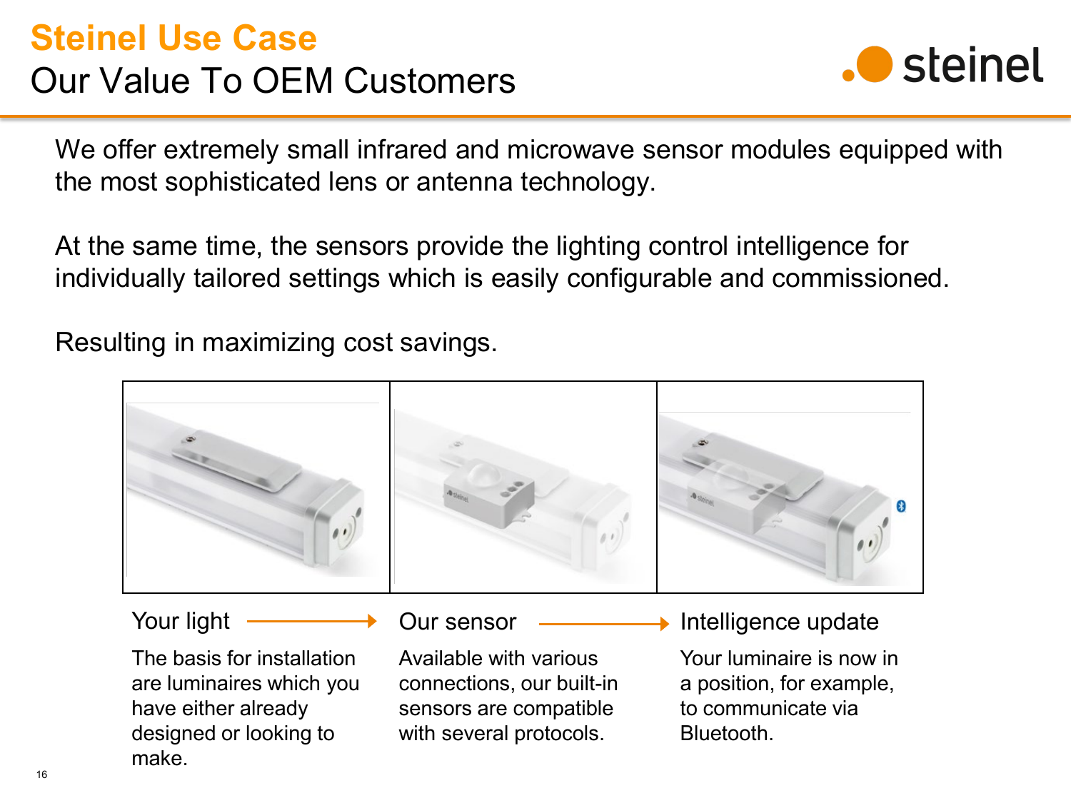# Steinel Use Case

## Our Value To OEM Customers

We offer extremely small infrared and microwave sensor modules equipped with the most sophisticated lens or antenna technology.

At the same time, the sensors provide the lighting control intelligence for individually tailored settings which is easily configurable and commissioned.

Resulting in maximizing cost savings.

**Your light** →

The basis for installation are luminaires which you have either already designed or looking to make.

**Our sensor** →

Available with various connections, our built-in sensors are compatible with several protocols.

**Intelligence update**

Your luminaire is now in a position, for example, to communicate via Bluetooth.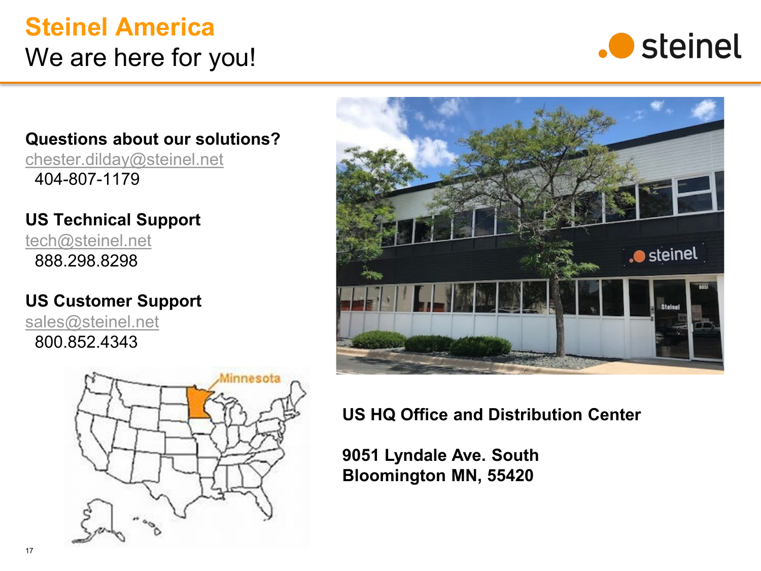# Steinel America

We are here for you!

**Questions about our solutions?**

chester.dilday@steinel.net
404-807-1179

**US Technical Support**

tech@steinel.net
888.298.8298

**US Customer Support**

sales@steinel.net
800.852.4343

**US HQ Office and Distribution Center**

**9051 Lyndale Ave. South**
**Bloomington MN, 55420**